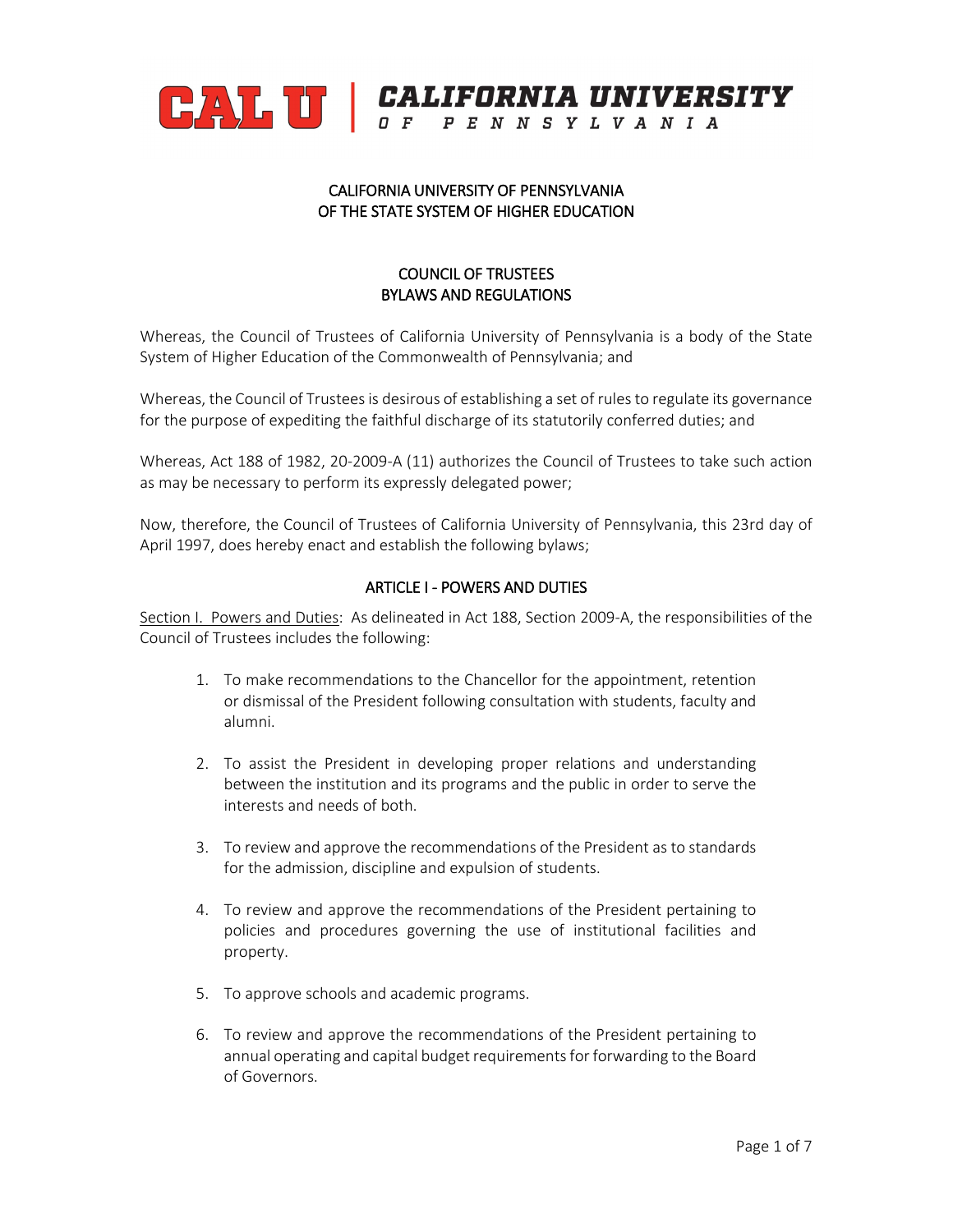CAL U | CALIFORNIA UNIVERSITY OF PENNSYLVANIA

## CALIFORNIA UNIVERSITY OF PENNSYLVANIA
## OF THE STATE SYSTEM OF HIGHER EDUCATION

## COUNCIL OF TRUSTEES
## BYLAWS AND REGULATIONS

Whereas, the Council of Trustees of California University of Pennsylvania is a body of the State System of Higher Education of the Commonwealth of Pennsylvania; and

Whereas, the Council of Trustees is desirous of establishing a set of rules to regulate its governance for the purpose of expediting the faithful discharge of its statutorily conferred duties; and

Whereas, Act 188 of 1982, 20-2009-A (11) authorizes the Council of Trustees to take such action as may be necessary to perform its expressly delegated power;

Now, therefore, the Council of Trustees of California University of Pennsylvania, this 23rd day of April 1997, does hereby enact and establish the following bylaws;

### ARTICLE I - POWERS AND DUTIES

Section I. Powers and Duties: As delineated in Act 188, Section 2009-A, the responsibilities of the Council of Trustees includes the following:

1. To make recommendations to the Chancellor for the appointment, retention or dismissal of the President following consultation with students, faculty and alumni.

2. To assist the President in developing proper relations and understanding between the institution and its programs and the public in order to serve the interests and needs of both.

3. To review and approve the recommendations of the President as to standards for the admission, discipline and expulsion of students.

4. To review and approve the recommendations of the President pertaining to policies and procedures governing the use of institutional facilities and property.

5. To approve schools and academic programs.

6. To review and approve the recommendations of the President pertaining to annual operating and capital budget requirements for forwarding to the Board of Governors.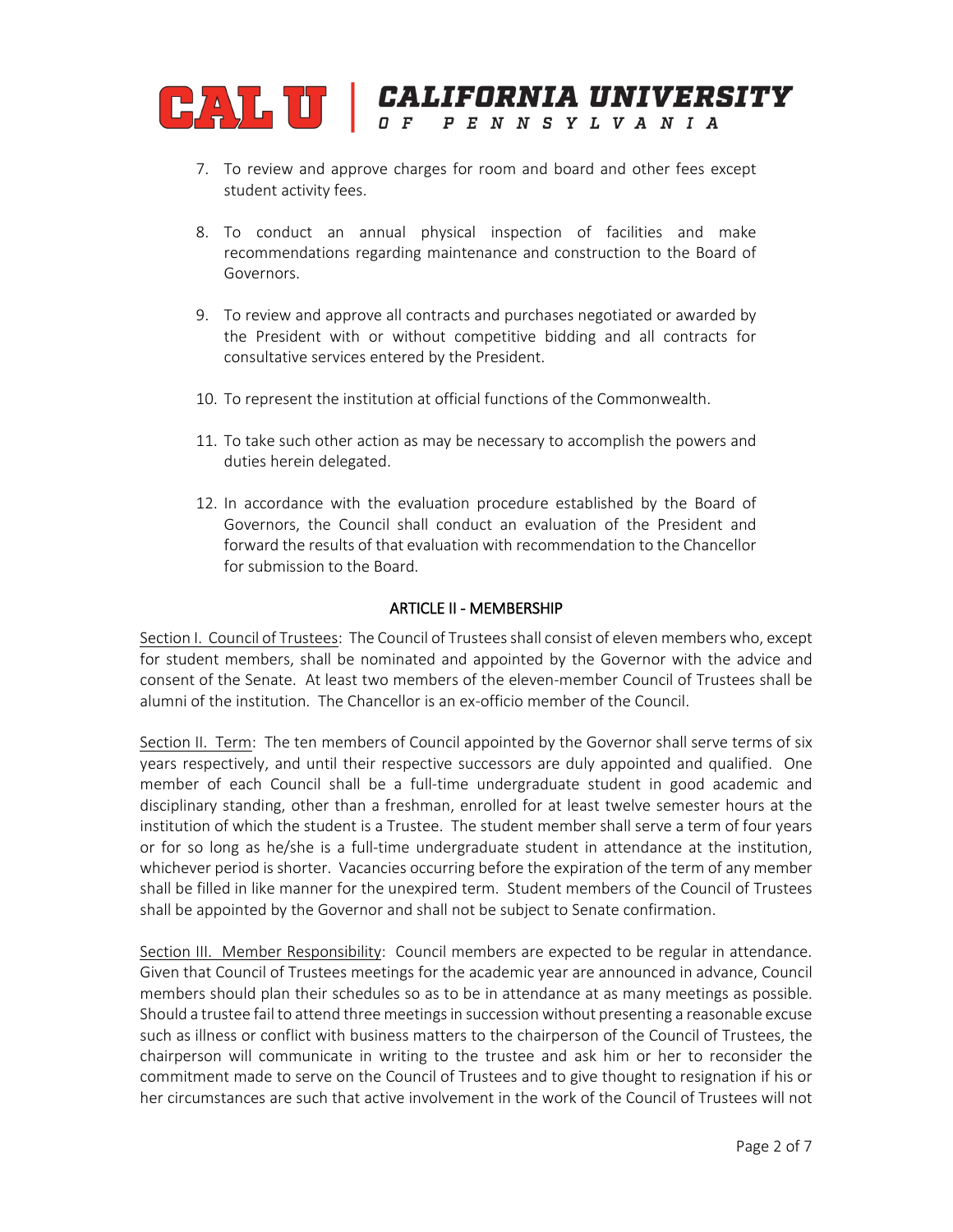7. To review and approve charges for room and board and other fees except student activity fees.

8. To conduct an annual physical inspection of facilities and make recommendations regarding maintenance and construction to the Board of Governors.

9. To review and approve all contracts and purchases negotiated or awarded by the President with or without competitive bidding and all contracts for consultative services entered by the President.

10. To represent the institution at official functions of the Commonwealth.

11. To take such other action as may be necessary to accomplish the powers and duties herein delegated.

12. In accordance with the evaluation procedure established by the Board of Governors, the Council shall conduct an evaluation of the President and forward the results of that evaluation with recommendation to the Chancellor for submission to the Board.

## ARTICLE II - MEMBERSHIP

Section I. Council of Trustees: The Council of Trustees shall consist of eleven members who, except for student members, shall be nominated and appointed by the Governor with the advice and consent of the Senate. At least two members of the eleven-member Council of Trustees shall be alumni of the institution. The Chancellor is an ex-officio member of the Council.

Section II. Term: The ten members of Council appointed by the Governor shall serve terms of six years respectively, and until their respective successors are duly appointed and qualified. One member of each Council shall be a full-time undergraduate student in good academic and disciplinary standing, other than a freshman, enrolled for at least twelve semester hours at the institution of which the student is a Trustee. The student member shall serve a term of four years or for so long as he/she is a full-time undergraduate student in attendance at the institution, whichever period is shorter. Vacancies occurring before the expiration of the term of any member shall be filled in like manner for the unexpired term. Student members of the Council of Trustees shall be appointed by the Governor and shall not be subject to Senate confirmation.

Section III. Member Responsibility: Council members are expected to be regular in attendance. Given that Council of Trustees meetings for the academic year are announced in advance, Council members should plan their schedules so as to be in attendance at as many meetings as possible. Should a trustee fail to attend three meetings in succession without presenting a reasonable excuse such as illness or conflict with business matters to the chairperson of the Council of Trustees, the chairperson will communicate in writing to the trustee and ask him or her to reconsider the commitment made to serve on the Council of Trustees and to give thought to resignation if his or her circumstances are such that active involvement in the work of the Council of Trustees will not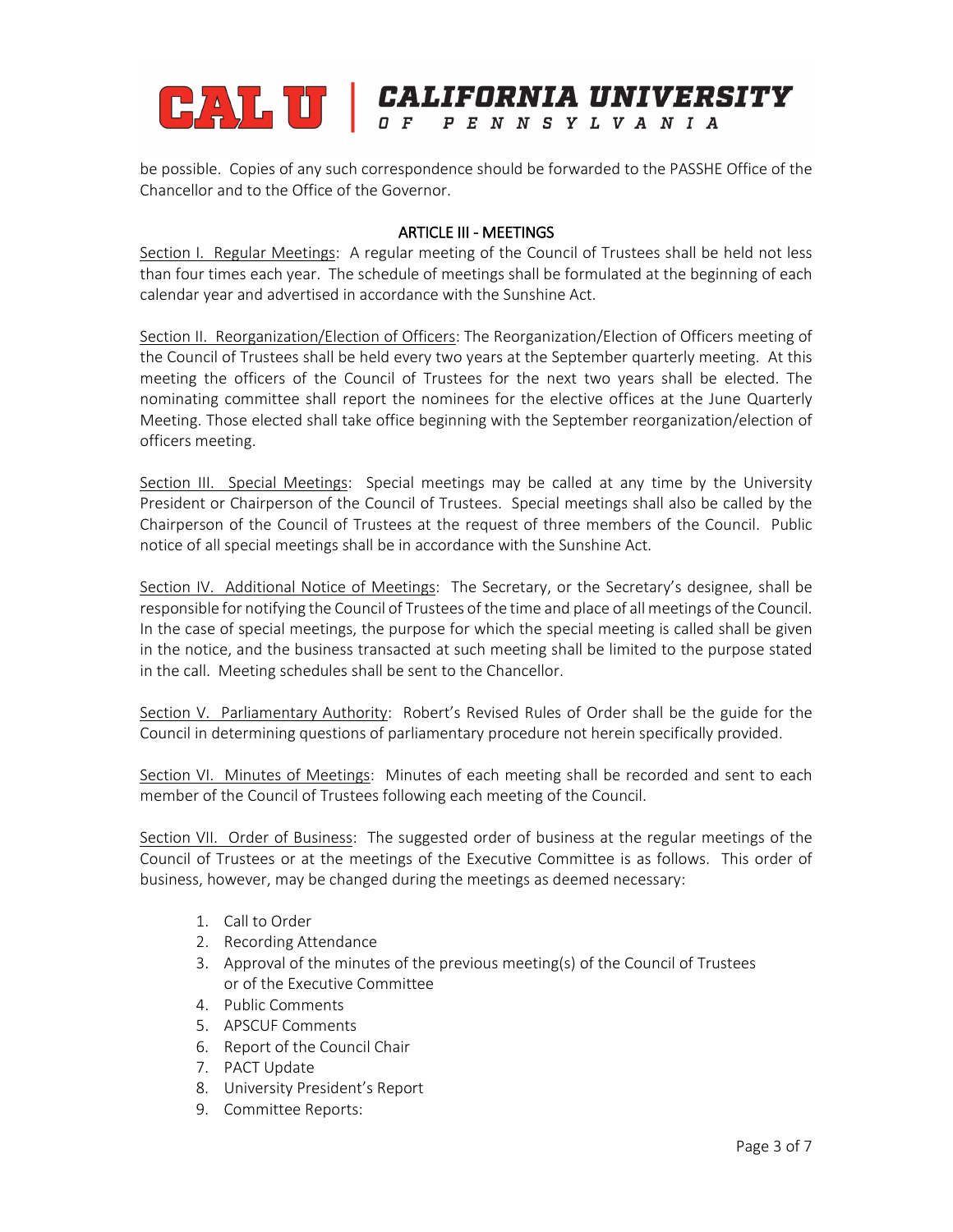be possible. Copies of any such correspondence should be forwarded to the PASSHE Office of the Chancellor and to the Office of the Governor.

## ARTICLE III - MEETINGS

Section I. Regular Meetings: A regular meeting of the Council of Trustees shall be held not less than four times each year. The schedule of meetings shall be formulated at the beginning of each calendar year and advertised in accordance with the Sunshine Act.

Section II. Reorganization/Election of Officers: The Reorganization/Election of Officers meeting of the Council of Trustees shall be held every two years at the September quarterly meeting. At this meeting the officers of the Council of Trustees for the next two years shall be elected. The nominating committee shall report the nominees for the elective offices at the June Quarterly Meeting. Those elected shall take office beginning with the September reorganization/election of officers meeting.

Section III. Special Meetings: Special meetings may be called at any time by the University President or Chairperson of the Council of Trustees. Special meetings shall also be called by the Chairperson of the Council of Trustees at the request of three members of the Council. Public notice of all special meetings shall be in accordance with the Sunshine Act.

Section IV. Additional Notice of Meetings: The Secretary, or the Secretary's designee, shall be responsible for notifying the Council of Trustees of the time and place of all meetings of the Council. In the case of special meetings, the purpose for which the special meeting is called shall be given in the notice, and the business transacted at such meeting shall be limited to the purpose stated in the call. Meeting schedules shall be sent to the Chancellor.

Section V. Parliamentary Authority: Robert's Revised Rules of Order shall be the guide for the Council in determining questions of parliamentary procedure not herein specifically provided.

Section VI. Minutes of Meetings: Minutes of each meeting shall be recorded and sent to each member of the Council of Trustees following each meeting of the Council.

Section VII. Order of Business: The suggested order of business at the regular meetings of the Council of Trustees or at the meetings of the Executive Committee is as follows. This order of business, however, may be changed during the meetings as deemed necessary:

1. Call to Order
2. Recording Attendance
3. Approval of the minutes of the previous meeting(s) of the Council of Trustees or of the Executive Committee
4. Public Comments
5. APSCUF Comments
6. Report of the Council Chair
7. PACT Update
8. University President's Report
9. Committee Reports: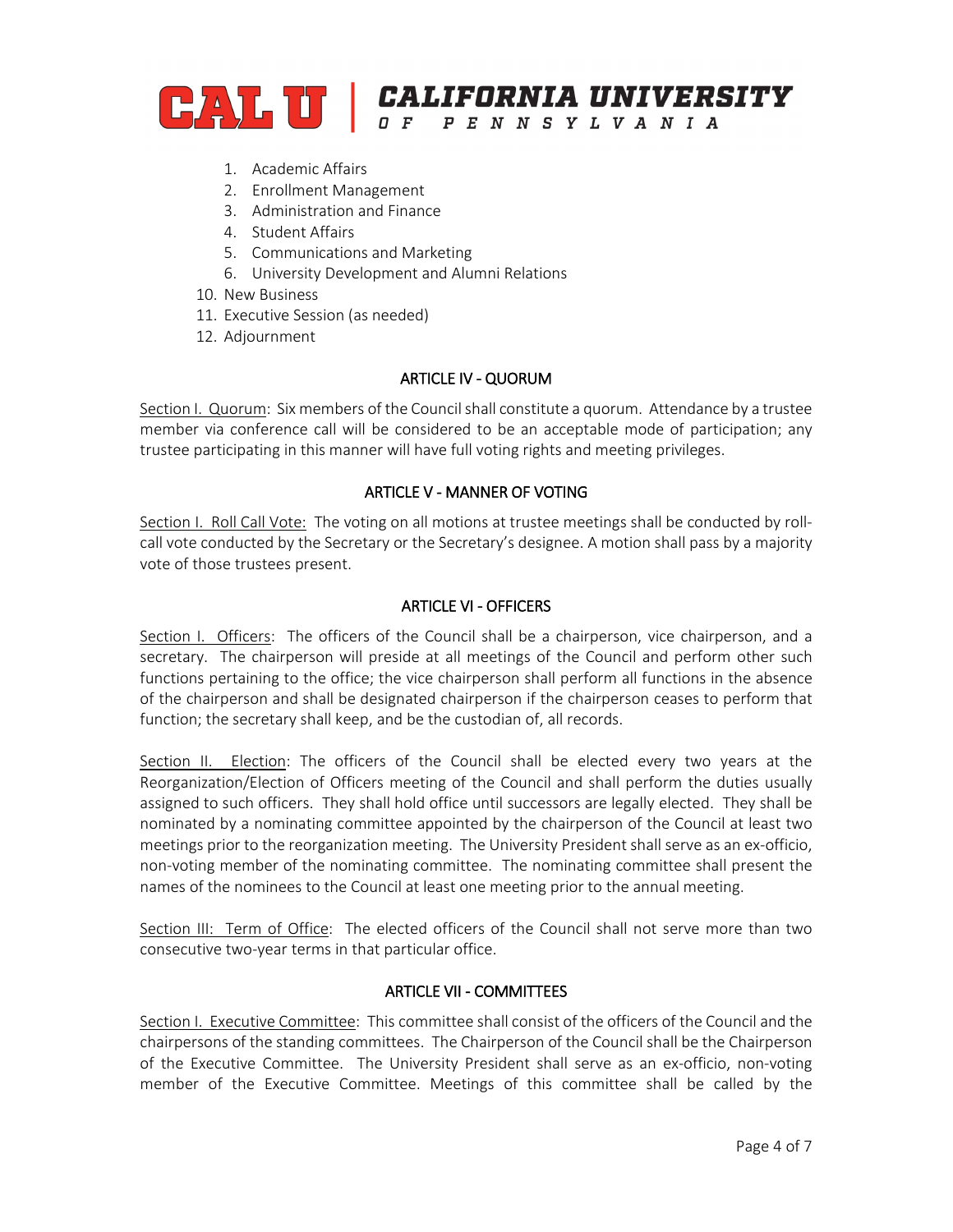1. Academic Affairs
    2. Enrollment Management
    3. Administration and Finance
    4. Student Affairs
    5. Communications and Marketing
    6. University Development and Alumni Relations

10. New Business
11. Executive Session (as needed)
12. Adjournment

## ARTICLE IV - QUORUM

Section I. Quorum: Six members of the Council shall constitute a quorum. Attendance by a trustee member via conference call will be considered to be an acceptable mode of participation; any trustee participating in this manner will have full voting rights and meeting privileges.

## ARTICLE V - MANNER OF VOTING

Section I. Roll Call Vote: The voting on all motions at trustee meetings shall be conducted by roll-call vote conducted by the Secretary or the Secretary's designee. A motion shall pass by a majority vote of those trustees present.

## ARTICLE VI - OFFICERS

Section I. Officers: The officers of the Council shall be a chairperson, vice chairperson, and a secretary. The chairperson will preside at all meetings of the Council and perform other such functions pertaining to the office; the vice chairperson shall perform all functions in the absence of the chairperson and shall be designated chairperson if the chairperson ceases to perform that function; the secretary shall keep, and be the custodian of, all records.

Section II. Election: The officers of the Council shall be elected every two years at the Reorganization/Election of Officers meeting of the Council and shall perform the duties usually assigned to such officers. They shall hold office until successors are legally elected. They shall be nominated by a nominating committee appointed by the chairperson of the Council at least two meetings prior to the reorganization meeting. The University President shall serve as an ex-officio, non-voting member of the nominating committee. The nominating committee shall present the names of the nominees to the Council at least one meeting prior to the annual meeting.

Section III: Term of Office: The elected officers of the Council shall not serve more than two consecutive two-year terms in that particular office.

## ARTICLE VII - COMMITTEES

Section I. Executive Committee: This committee shall consist of the officers of the Council and the chairpersons of the standing committees. The Chairperson of the Council shall be the Chairperson of the Executive Committee. The University President shall serve as an ex-officio, non-voting member of the Executive Committee. Meetings of this committee shall be called by the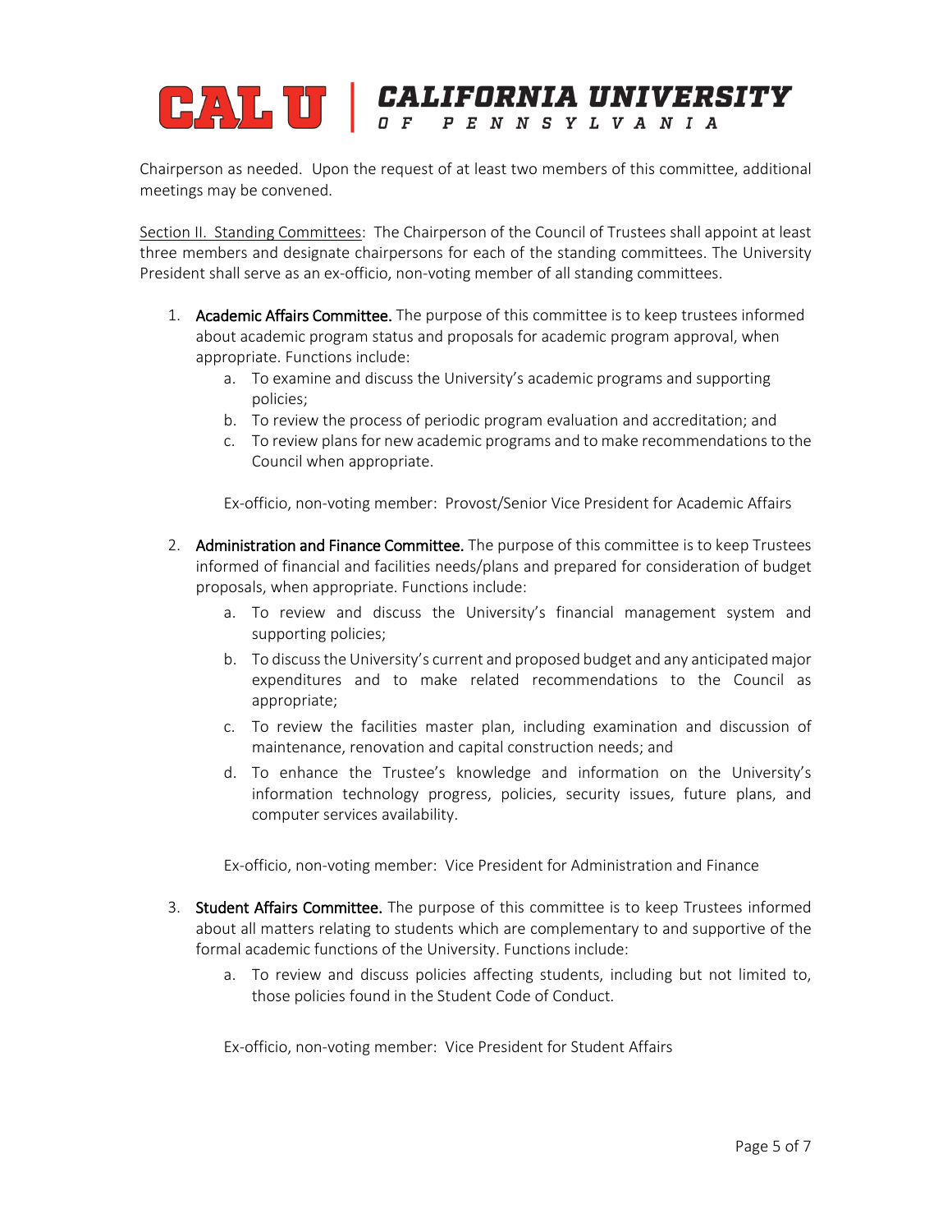Chairperson as needed. Upon the request of at least two members of this committee, additional meetings may be convened.

Section II. Standing Committees: The Chairperson of the Council of Trustees shall appoint at least three members and designate chairpersons for each of the standing committees. The University President shall serve as an ex-officio, non-voting member of all standing committees.

1. **Academic Affairs Committee.** The purpose of this committee is to keep trustees informed about academic program status and proposals for academic program approval, when appropriate. Functions include:
   a. To examine and discuss the University's academic programs and supporting policies;
   b. To review the process of periodic program evaluation and accreditation; and
   c. To review plans for new academic programs and to make recommendations to the Council when appropriate.

   Ex-officio, non-voting member: Provost/Senior Vice President for Academic Affairs

2. **Administration and Finance Committee.** The purpose of this committee is to keep Trustees informed of financial and facilities needs/plans and prepared for consideration of budget proposals, when appropriate. Functions include:
   a. To review and discuss the University's financial management system and supporting policies;
   b. To discuss the University's current and proposed budget and any anticipated major expenditures and to make related recommendations to the Council as appropriate;
   c. To review the facilities master plan, including examination and discussion of maintenance, renovation and capital construction needs; and
   d. To enhance the Trustee's knowledge and information on the University's information technology progress, policies, security issues, future plans, and computer services availability.

   Ex-officio, non-voting member: Vice President for Administration and Finance

3. **Student Affairs Committee.** The purpose of this committee is to keep Trustees informed about all matters relating to students which are complementary to and supportive of the formal academic functions of the University. Functions include:
   a. To review and discuss policies affecting students, including but not limited to, those policies found in the Student Code of Conduct.

   Ex-officio, non-voting member: Vice President for Student Affairs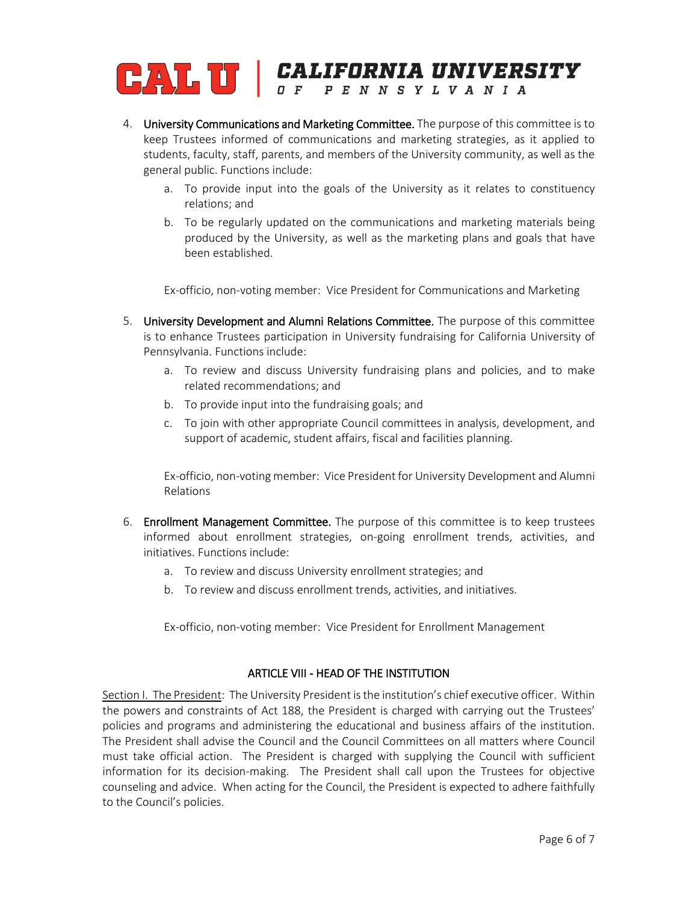4. **University Communications and Marketing Committee.** The purpose of this committee is to keep Trustees informed of communications and marketing strategies, as it applied to students, faculty, staff, parents, and members of the University community, as well as the general public. Functions include:
   a. To provide input into the goals of the University as it relates to constituency relations; and
   b. To be regularly updated on the communications and marketing materials being produced by the University, as well as the marketing plans and goals that have been established.

   Ex-officio, non-voting member: Vice President for Communications and Marketing

5. **University Development and Alumni Relations Committee.** The purpose of this committee is to enhance Trustees participation in University fundraising for California University of Pennsylvania. Functions include:
   a. To review and discuss University fundraising plans and policies, and to make related recommendations; and
   b. To provide input into the fundraising goals; and
   c. To join with other appropriate Council committees in analysis, development, and support of academic, student affairs, fiscal and facilities planning.

   Ex-officio, non-voting member: Vice President for University Development and Alumni Relations

6. **Enrollment Management Committee.** The purpose of this committee is to keep trustees informed about enrollment strategies, on-going enrollment trends, activities, and initiatives. Functions include:
   a. To review and discuss University enrollment strategies; and
   b. To review and discuss enrollment trends, activities, and initiatives.

   Ex-officio, non-voting member: Vice President for Enrollment Management

## ARTICLE VIII - HEAD OF THE INSTITUTION

Section I. The President: The University President is the institution's chief executive officer. Within the powers and constraints of Act 188, the President is charged with carrying out the Trustees' policies and programs and administering the educational and business affairs of the institution. The President shall advise the Council and the Council Committees on all matters where Council must take official action. The President is charged with supplying the Council with sufficient information for its decision-making. The President shall call upon the Trustees for objective counseling and advice. When acting for the Council, the President is expected to adhere faithfully to the Council's policies.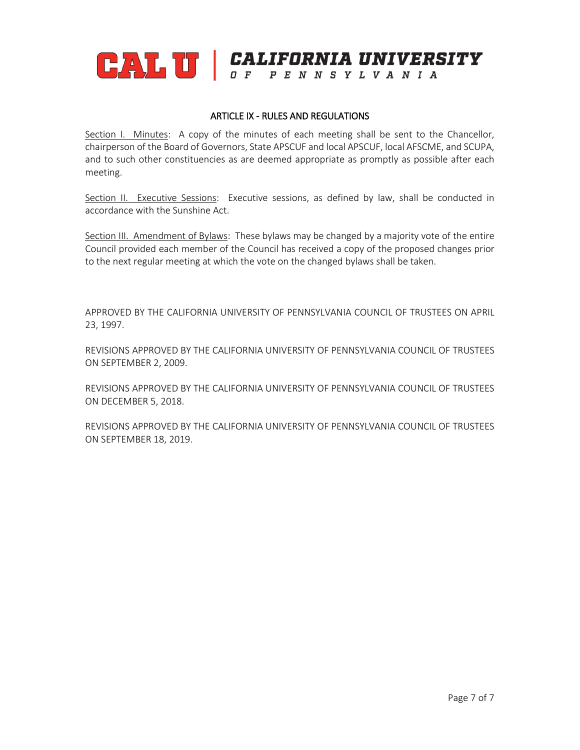## ARTICLE IX - RULES AND REGULATIONS

Section I. Minutes: A copy of the minutes of each meeting shall be sent to the Chancellor, chairperson of the Board of Governors, State APSCUF and local APSCUF, local AFSCME, and SCUPA, and to such other constituencies as are deemed appropriate as promptly as possible after each meeting.

Section II. Executive Sessions: Executive sessions, as defined by law, shall be conducted in accordance with the Sunshine Act.

Section III. Amendment of Bylaws: These bylaws may be changed by a majority vote of the entire Council provided each member of the Council has received a copy of the proposed changes prior to the next regular meeting at which the vote on the changed bylaws shall be taken.

APPROVED BY THE CALIFORNIA UNIVERSITY OF PENNSYLVANIA COUNCIL OF TRUSTEES ON APRIL 23, 1997.

REVISIONS APPROVED BY THE CALIFORNIA UNIVERSITY OF PENNSYLVANIA COUNCIL OF TRUSTEES ON SEPTEMBER 2, 2009.

REVISIONS APPROVED BY THE CALIFORNIA UNIVERSITY OF PENNSYLVANIA COUNCIL OF TRUSTEES ON DECEMBER 5, 2018.

REVISIONS APPROVED BY THE CALIFORNIA UNIVERSITY OF PENNSYLVANIA COUNCIL OF TRUSTEES ON SEPTEMBER 18, 2019.